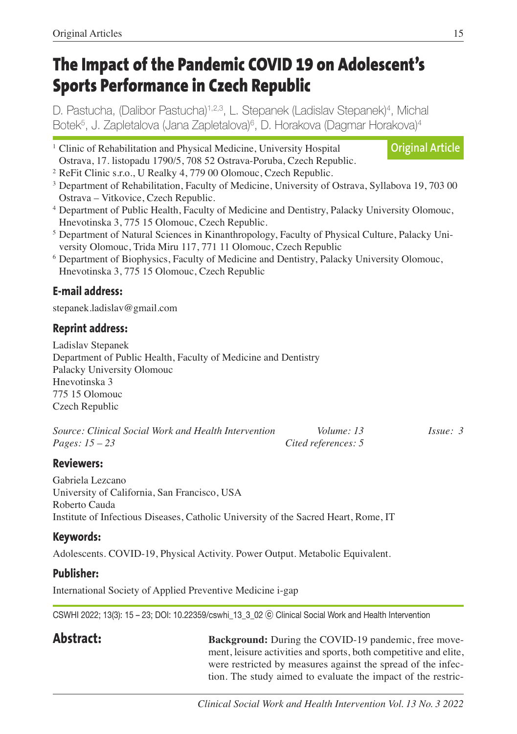# The Impact of the Pandemic COVID 19 on Adolescent's Sports Performance in Czech Republic

D. Pastucha, (Dalibor Pastucha)[1,2,3], L. Stepanek (Ladislav Stepanek)[4], Michal Botek[5], J. Zapletalova (Jana Zapletalova)[6], D. Horakova (Dagmar Horakova)[4]

**Original Article**

[1] Clinic of Rehabilitation and Physical Medicine, University Hospital Ostrava, 17. listopadu 1790/5, 708 52 Ostrava-Poruba, Czech Republic.

[2] ReFit Clinic s.r.o., U Realky 4, 779 00 Olomouc, Czech Republic.

[3] Department of Rehabilitation, Faculty of Medicine, University of Ostrava, Syllabova 19, 703 00 Ostrava – Vitkovice, Czech Republic.

[4] Department of Public Health, Faculty of Medicine and Dentistry, Palacky University Olomouc, Hnevotinska 3, 775 15 Olomouc, Czech Republic.

[5] Department of Natural Sciences in Kinanthropology, Faculty of Physical Culture, Palacky University Olomouc, Trida Miru 117, 771 11 Olomouc, Czech Republic

[6] Department of Biophysics, Faculty of Medicine and Dentistry, Palacky University Olomouc, Hnevotinska 3, 775 15 Olomouc, Czech Republic

## E-mail address:

stepanek.ladislav@gmail.com

## Reprint address:

Ladislav Stepanek
Department of Public Health, Faculty of Medicine and Dentistry
Palacky University Olomouc
Hnevotinska 3
775 15 Olomouc
Czech Republic

*Source: Clinical Social Work and Health Intervention* *Volume: 13* *Issue: 3*
*Pages: 15 – 23* *Cited references: 5*

## Reviewers:

Gabriela Lezcano
University of California, San Francisco, USA
Roberto Cauda
Institute of Infectious Diseases, Catholic University of the Sacred Heart, Rome, IT

## Keywords:

Adolescents. COVID-19, Physical Activity. Power Output. Metabolic Equivalent.

## Publisher:

International Society of Applied Preventive Medicine i-gap

CSWHI 2022; 13(3): 15 – 23; DOI: 10.22359/cswhi_13_3_02 © Clinical Social Work and Health Intervention

## Abstract:

**Background:** During the COVID-19 pandemic, free movement, leisure activities and sports, both competitive and elite, were restricted by measures against the spread of the infection. The study aimed to evaluate the impact of the restric-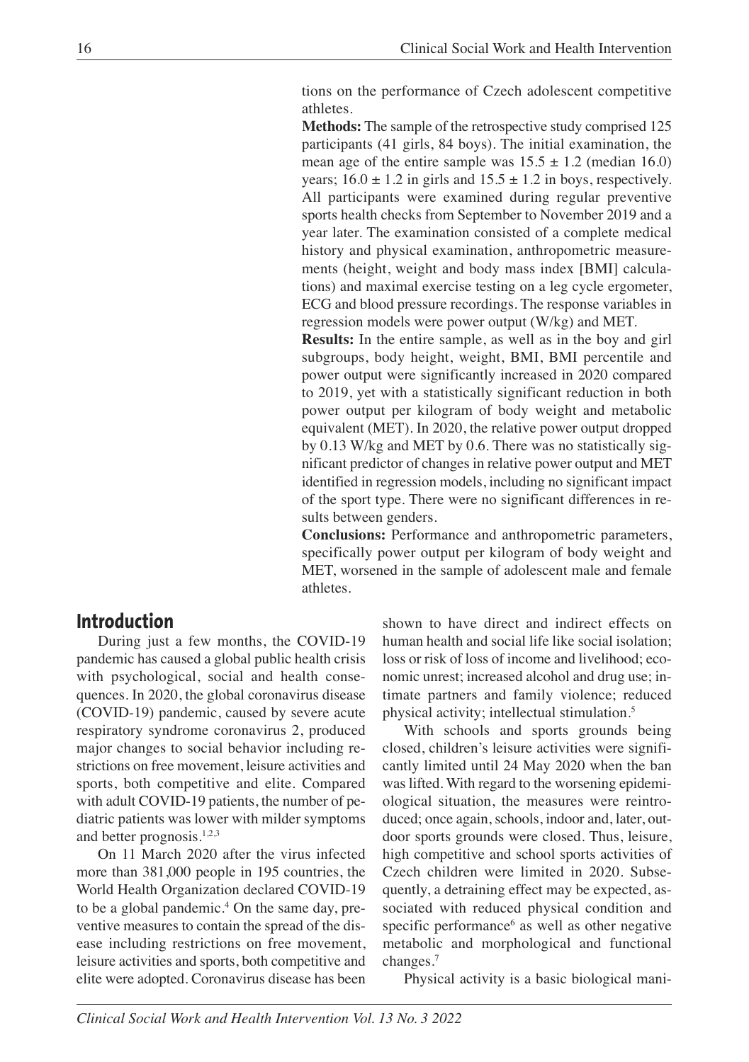tions on the performance of Czech adolescent competitive athletes.

**Methods:** The sample of the retrospective study comprised 125 participants (41 girls, 84 boys). The initial examination, the mean age of the entire sample was $15.5 \pm 1.2$ (median 16.0) years; $16.0 \pm 1.2$ in girls and $15.5 \pm 1.2$ in boys, respectively. All participants were examined during regular preventive sports health checks from September to November 2019 and a year later. The examination consisted of a complete medical history and physical examination, anthropometric measurements (height, weight and body mass index [BMI] calculations) and maximal exercise testing on a leg cycle ergometer, ECG and blood pressure recordings. The response variables in regression models were power output (W/kg) and MET.

**Results:** In the entire sample, as well as in the boy and girl subgroups, body height, weight, BMI, BMI percentile and power output were significantly increased in 2020 compared to 2019, yet with a statistically significant reduction in both power output per kilogram of body weight and metabolic equivalent (MET). In 2020, the relative power output dropped by 0.13 W/kg and MET by 0.6. There was no statistically significant predictor of changes in relative power output and MET identified in regression models, including no significant impact of the sport type. There were no significant differences in results between genders.

**Conclusions:** Performance and anthropometric parameters, specifically power output per kilogram of body weight and MET, worsened in the sample of adolescent male and female athletes.

## Introduction

During just a few months, the COVID-19 pandemic has caused a global public health crisis with psychological, social and health consequences. In 2020, the global coronavirus disease (COVID-19) pandemic, caused by severe acute respiratory syndrome coronavirus 2, produced major changes to social behavior including restrictions on free movement, leisure activities and sports, both competitive and elite. Compared with adult COVID-19 patients, the number of pediatric patients was lower with milder symptoms and better prognosis.[1,2,3]

On 11 March 2020 after the virus infected more than 381,000 people in 195 countries, the World Health Organization declared COVID-19 to be a global pandemic.[4] On the same day, preventive measures to contain the spread of the disease including restrictions on free movement, leisure activities and sports, both competitive and elite were adopted. Coronavirus disease has been shown to have direct and indirect effects on human health and social life like social isolation; loss or risk of loss of income and livelihood; economic unrest; increased alcohol and drug use; intimate partners and family violence; reduced physical activity; intellectual stimulation.[5]

With schools and sports grounds being closed, children's leisure activities were significantly limited until 24 May 2020 when the ban was lifted. With regard to the worsening epidemiological situation, the measures were reintroduced; once again, schools, indoor and, later, outdoor sports grounds were closed. Thus, leisure, high competitive and school sports activities of Czech children were limited in 2020. Subsequently, a detraining effect may be expected, associated with reduced physical condition and specific performance[6] as well as other negative metabolic and morphological and functional changes.[7]

Physical activity is a basic biological mani-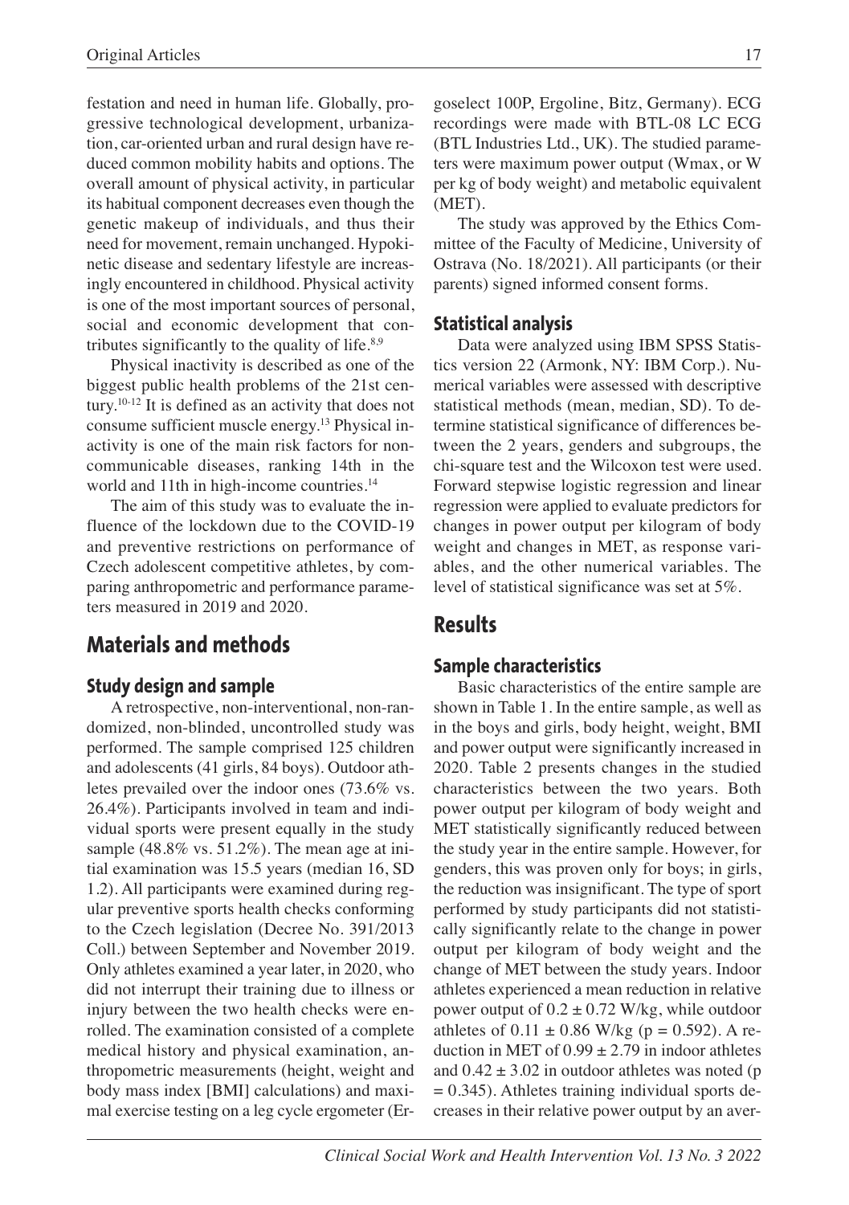festation and need in human life. Globally, progressive technological development, urbanization, car-oriented urban and rural design have reduced common mobility habits and options. The overall amount of physical activity, in particular its habitual component decreases even though the genetic makeup of individuals, and thus their need for movement, remain unchanged. Hypokinetic disease and sedentary lifestyle are increasingly encountered in childhood. Physical activity is one of the most important sources of personal, social and economic development that contributes significantly to the quality of life.[8,9]

Physical inactivity is described as one of the biggest public health problems of the 21st century.[10-12] It is defined as an activity that does not consume sufficient muscle energy.[13] Physical inactivity is one of the main risk factors for noncommunicable diseases, ranking 14th in the world and 11th in high-income countries.[14]

The aim of this study was to evaluate the influence of the lockdown due to the COVID-19 and preventive restrictions on performance of Czech adolescent competitive athletes, by comparing anthropometric and performance parameters measured in 2019 and 2020.

# Materials and methods

## Study design and sample

A retrospective, non-interventional, non-randomized, non-blinded, uncontrolled study was performed. The sample comprised 125 children and adolescents (41 girls, 84 boys). Outdoor athletes prevailed over the indoor ones (73.6% vs. 26.4%). Participants involved in team and individual sports were present equally in the study sample (48.8% vs. 51.2%). The mean age at initial examination was 15.5 years (median 16, SD 1.2). All participants were examined during regular preventive sports health checks conforming to the Czech legislation (Decree No. 391/2013 Coll.) between September and November 2019. Only athletes examined a year later, in 2020, who did not interrupt their training due to illness or injury between the two health checks were enrolled. The examination consisted of a complete medical history and physical examination, anthropometric measurements (height, weight and body mass index [BMI] calculations) and maximal exercise testing on a leg cycle ergometer (Ergoselect 100P, Ergoline, Bitz, Germany). ECG recordings were made with BTL-08 LC ECG (BTL Industries Ltd., UK). The studied parameters were maximum power output (Wmax, or W per kg of body weight) and metabolic equivalent (MET).

The study was approved by the Ethics Committee of the Faculty of Medicine, University of Ostrava (No. 18/2021). All participants (or their parents) signed informed consent forms.

## Statistical analysis

Data were analyzed using IBM SPSS Statistics version 22 (Armonk, NY: IBM Corp.). Numerical variables were assessed with descriptive statistical methods (mean, median, SD). To determine statistical significance of differences between the 2 years, genders and subgroups, the chi-square test and the Wilcoxon test were used. Forward stepwise logistic regression and linear regression were applied to evaluate predictors for changes in power output per kilogram of body weight and changes in MET, as response variables, and the other numerical variables. The level of statistical significance was set at 5%.

# Results

## Sample characteristics

Basic characteristics of the entire sample are shown in Table 1. In the entire sample, as well as in the boys and girls, body height, weight, BMI and power output were significantly increased in 2020. Table 2 presents changes in the studied characteristics between the two years. Both power output per kilogram of body weight and MET statistically significantly reduced between the study year in the entire sample. However, for genders, this was proven only for boys; in girls, the reduction was insignificant. The type of sport performed by study participants did not statistically significantly relate to the change in power output per kilogram of body weight and the change of MET between the study years. Indoor athletes experienced a mean reduction in relative power output of $0.2 \pm 0.72$ W/kg, while outdoor athletes of $0.11 \pm 0.86$ W/kg ($p = 0.592$). A reduction in MET of $0.99 \pm 2.79$ in indoor athletes and $0.42 \pm 3.02$ in outdoor athletes was noted ($p = 0.345$). Athletes training individual sports decreases in their relative power output by an aver-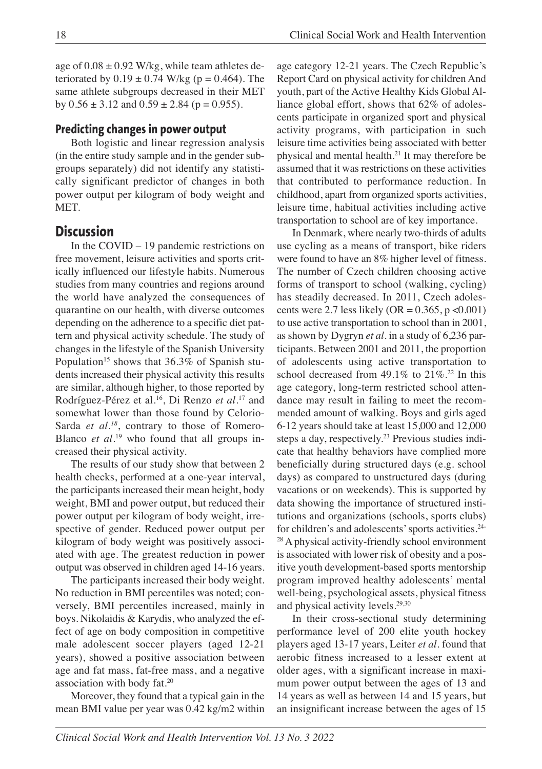age of $0.08 \pm 0.92$ W/kg, while team athletes deteriorated by $0.19 \pm 0.74$ W/kg ($p = 0.464$). The same athlete subgroups decreased in their MET by $0.56 \pm 3.12$ and $0.59 \pm 2.84$ ($p = 0.955$).

### Predicting changes in power output

Both logistic and linear regression analysis (in the entire study sample and in the gender subgroups separately) did not identify any statistically significant predictor of changes in both power output per kilogram of body weight and MET.

## Discussion

In the COVID – 19 pandemic restrictions on free movement, leisure activities and sports critically influenced our lifestyle habits. Numerous studies from many countries and regions around the world have analyzed the consequences of quarantine on our health, with diverse outcomes depending on the adherence to a specific diet pattern and physical activity schedule. The study of changes in the lifestyle of the Spanish University Population[15] shows that 36.3% of Spanish students increased their physical activity this results are similar, although higher, to those reported by Rodríguez-Pérez et al.[16], Di Renzo *et al.*[17] and somewhat lower than those found by Celorio-Sarda *et al.*[18], contrary to those of Romero-Blanco *et al.*[19] who found that all groups increased their physical activity.

The results of our study show that between 2 health checks, performed at a one-year interval, the participants increased their mean height, body weight, BMI and power output, but reduced their power output per kilogram of body weight, irrespective of gender. Reduced power output per kilogram of body weight was positively associated with age. The greatest reduction in power output was observed in children aged 14-16 years.

The participants increased their body weight. No reduction in BMI percentiles was noted; conversely, BMI percentiles increased, mainly in boys. Nikolaidis & Karydis, who analyzed the effect of age on body composition in competitive male adolescent soccer players (aged 12-21 years), showed a positive association between age and fat mass, fat-free mass, and a negative association with body fat.[20]

Moreover, they found that a typical gain in the mean BMI value per year was 0.42 kg/m2 within age category 12-21 years. The Czech Republic's Report Card on physical activity for children And youth, part of the Active Healthy Kids Global Alliance global effort, shows that 62% of adolescents participate in organized sport and physical activity programs, with participation in such leisure time activities being associated with better physical and mental health.[21] It may therefore be assumed that it was restrictions on these activities that contributed to performance reduction. In childhood, apart from organized sports activities, leisure time, habitual activities including active transportation to school are of key importance.

In Denmark, where nearly two-thirds of adults use cycling as a means of transport, bike riders were found to have an 8% higher level of fitness. The number of Czech children choosing active forms of transport to school (walking, cycling) has steadily decreased. In 2011, Czech adolescents were 2.7 less likely ($OR = 0.365$, $p < 0.001$) to use active transportation to school than in 2001, as shown by Dygryn *et al.* in a study of 6,236 participants. Between 2001 and 2011, the proportion of adolescents using active transportation to school decreased from 49.1% to 21%.[22] In this age category, long-term restricted school attendance may result in failing to meet the recommended amount of walking. Boys and girls aged 6-12 years should take at least 15,000 and 12,000 steps a day, respectively.[23] Previous studies indicate that healthy behaviors have complied more beneficially during structured days (e.g. school days) as compared to unstructured days (during vacations or on weekends). This is supported by data showing the importance of structured institutions and organizations (schools, sports clubs) for children's and adolescents' sports activities.[24-28] A physical activity-friendly school environment is associated with lower risk of obesity and a positive youth development-based sports mentorship program improved healthy adolescents' mental well-being, psychological assets, physical fitness and physical activity levels.[29,30]

In their cross-sectional study determining performance level of 200 elite youth hockey players aged 13-17 years, Leiter *et al.* found that aerobic fitness increased to a lesser extent at older ages, with a significant increase in maximum power output between the ages of 13 and 14 years as well as between 14 and 15 years, but an insignificant increase between the ages of 15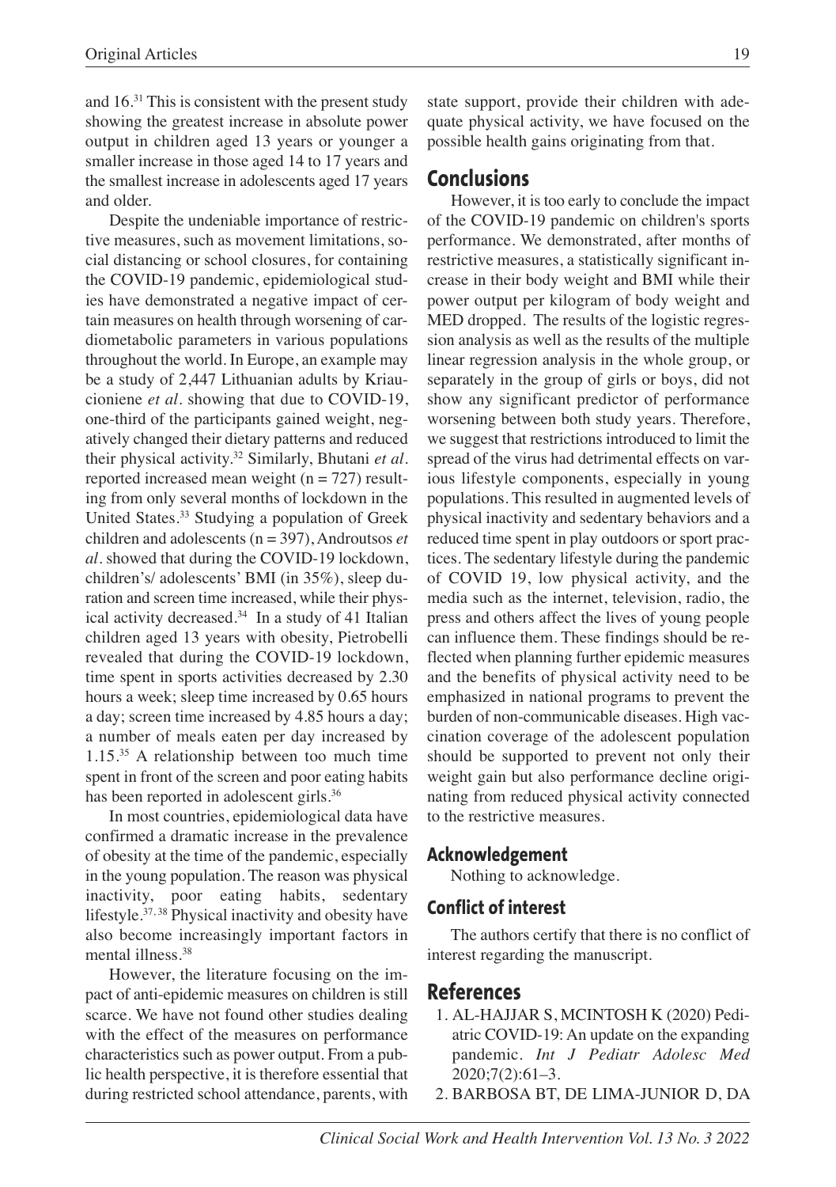and 16.[31] This is consistent with the present study showing the greatest increase in absolute power output in children aged 13 years or younger a smaller increase in those aged 14 to 17 years and the smallest increase in adolescents aged 17 years and older.

Despite the undeniable importance of restrictive measures, such as movement limitations, social distancing or school closures, for containing the COVID-19 pandemic, epidemiological studies have demonstrated a negative impact of certain measures on health through worsening of cardiometabolic parameters in various populations throughout the world. In Europe, an example may be a study of 2,447 Lithuanian adults by Kriaucioniene *et al*. showing that due to COVID-19, one-third of the participants gained weight, negatively changed their dietary patterns and reduced their physical activity.[32] Similarly, Bhutani *et al*. reported increased mean weight (n = 727) resulting from only several months of lockdown in the United States.[33] Studying a population of Greek children and adolescents (n = 397), Androutsos *et al*. showed that during the COVID-19 lockdown, children's/ adolescents' BMI (in 35%), sleep duration and screen time increased, while their physical activity decreased.[34] In a study of 41 Italian children aged 13 years with obesity, Pietrobelli revealed that during the COVID-19 lockdown, time spent in sports activities decreased by 2.30 hours a week; sleep time increased by 0.65 hours a day; screen time increased by 4.85 hours a day; a number of meals eaten per day increased by 1.15.[35] A relationship between too much time spent in front of the screen and poor eating habits has been reported in adolescent girls.[36]

In most countries, epidemiological data have confirmed a dramatic increase in the prevalence of obesity at the time of the pandemic, especially in the young population. The reason was physical inactivity, poor eating habits, sedentary lifestyle.[37, 38] Physical inactivity and obesity have also become increasingly important factors in mental illness.[38]

However, the literature focusing on the impact of anti-epidemic measures on children is still scarce. We have not found other studies dealing with the effect of the measures on performance characteristics such as power output. From a public health perspective, it is therefore essential that during restricted school attendance, parents, with state support, provide their children with adequate physical activity, we have focused on the possible health gains originating from that.

## Conclusions

However, it is too early to conclude the impact of the COVID-19 pandemic on children's sports performance. We demonstrated, after months of restrictive measures, a statistically significant increase in their body weight and BMI while their power output per kilogram of body weight and MED dropped. The results of the logistic regression analysis as well as the results of the multiple linear regression analysis in the whole group, or separately in the group of girls or boys, did not show any significant predictor of performance worsening between both study years. Therefore, we suggest that restrictions introduced to limit the spread of the virus had detrimental effects on various lifestyle components, especially in young populations. This resulted in augmented levels of physical inactivity and sedentary behaviors and a reduced time spent in play outdoors or sport practices. The sedentary lifestyle during the pandemic of COVID 19, low physical activity, and the media such as the internet, television, radio, the press and others affect the lives of young people can influence them. These findings should be reflected when planning further epidemic measures and the benefits of physical activity need to be emphasized in national programs to prevent the burden of non-communicable diseases. High vaccination coverage of the adolescent population should be supported to prevent not only their weight gain but also performance decline originating from reduced physical activity connected to the restrictive measures.

### Acknowledgement

Nothing to acknowledge.

### Conflict of interest

The authors certify that there is no conflict of interest regarding the manuscript.

## References

1. AL-HAJJAR S, MCINTOSH K (2020) Pediatric COVID-19: An update on the expanding pandemic. *Int J Pediatr Adolesc Med* 2020;7(2):61–3.
2. BARBOSA BT, DE LIMA-JUNIOR D, DA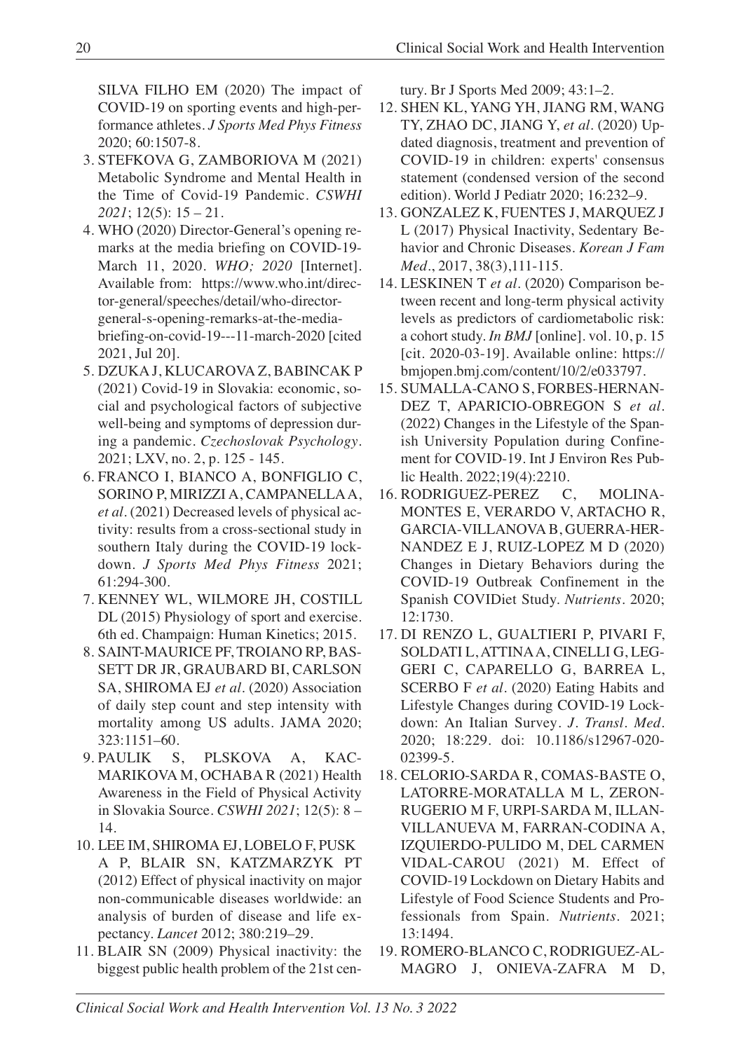SILVA FILHO EM (2020) The impact of COVID-19 on sporting events and high-performance athletes. *J Sports Med Phys Fitness* 2020; 60:1507-8.

3. STEFKOVA G, ZAMBORIOVA M (2021) Metabolic Syndrome and Mental Health in the Time of Covid-19 Pandemic. *CSWHI 2021*; 12(5): 15 – 21.
4. WHO (2020) Director-General's opening remarks at the media briefing on COVID-19- March 11, 2020. *WHO; 2020* [Internet]. Available from: https://www.who.int/director-general/speeches/detail/who-director-general-s-opening-remarks-at-the-media-briefing-on-covid-19---11-march-2020 [cited 2021, Jul 20].
5. DZUKA J, KLUCAROVA Z, BABINCAK P (2021) Covid-19 in Slovakia: economic, social and psychological factors of subjective well-being and symptoms of depression during a pandemic. *Czechoslovak Psychology*. 2021; LXV, no. 2, p. 125 - 145.
6. FRANCO I, BIANCO A, BONFIGLIO C, SORINO P, MIRIZZI A, CAMPANELLA A, *et al*. (2021) Decreased levels of physical activity: results from a cross-sectional study in southern Italy during the COVID-19 lockdown. *J Sports Med Phys Fitness* 2021; 61:294-300.
7. KENNEY WL, WILMORE JH, COSTILL DL (2015) Physiology of sport and exercise. 6th ed. Champaign: Human Kinetics; 2015.
8. SAINT-MAURICE PF, TROIANO RP, BASSETT DR JR, GRAUBARD BI, CARLSON SA, SHIROMA EJ *et al*. (2020) Association of daily step count and step intensity with mortality among US adults. JAMA 2020; 323:1151–60.
9. PAULIK S, PLSKOVA A, KACMARIKOVA M, OCHABA R (2021) Health Awareness in the Field of Physical Activity in Slovakia Source. *CSWHI 2021*; 12(5): 8 – 14.
10. LEE IM, SHIROMA EJ, LOBELO F, PUSKA P, BLAIR SN, KATZMARZYK PT (2012) Effect of physical inactivity on major non-communicable diseases worldwide: an analysis of burden of disease and life expectancy. *Lancet* 2012; 380:219–29.
11. BLAIR SN (2009) Physical inactivity: the biggest public health problem of the 21st century. Br J Sports Med 2009; 43:1–2.
12. SHEN KL, YANG YH, JIANG RM, WANG TY, ZHAO DC, JIANG Y, *et al*. (2020) Updated diagnosis, treatment and prevention of COVID-19 in children: experts' consensus statement (condensed version of the second edition). World J Pediatr 2020; 16:232–9.
13. GONZALEZ K, FUENTES J, MARQUEZ J L (2017) Physical Inactivity, Sedentary Behavior and Chronic Diseases. *Korean J Fam Med*., 2017, 38(3),111-115.
14. LESKINEN T *et al*. (2020) Comparison between recent and long-term physical activity levels as predictors of cardiometabolic risk: a cohort study. *In BMJ* [online]. vol. 10, p. 15 [cit. 2020-03-19]. Available online: https://bmjopen.bmj.com/content/10/2/e033797.
15. SUMALLA-CANO S, FORBES-HERNANDEZ T, APARICIO-OBREGON S *et al*. (2022) Changes in the Lifestyle of the Spanish University Population during Confinement for COVID-19. Int J Environ Res Public Health. 2022;19(4):2210.
16. RODRIGUEZ-PEREZ C, MOLINA-MONTES E, VERARDO V, ARTACHO R, GARCIA-VILLANOVA B, GUERRA-HERNANDEZ E J, RUIZ-LOPEZ M D (2020) Changes in Dietary Behaviors during the COVID-19 Outbreak Confinement in the Spanish COVIDiet Study. *Nutrients*. 2020; 12:1730.
17. DI RENZO L, GUALTIERI P, PIVARI F, SOLDATI L, ATTINA A, CINELLI G, LEGGERI C, CAPARELLO G, BARREA L, SCERBO F *et al*. (2020) Eating Habits and Lifestyle Changes during COVID-19 Lockdown: An Italian Survey. *J. Transl. Med*. 2020; 18:229. doi: 10.1186/s12967-020-02399-5.
18. CELORIO-SARDA R, COMAS-BASTE O, LATORRE-MORATALLA M L, ZERON-RUGERIO M F, URPI-SARDA M, ILLAN-VILLANUEVA M, FARRAN-CODINA A, IZQUIERDO-PULIDO M, DEL CARMEN VIDAL-CAROU (2021) M. Effect of COVID-19 Lockdown on Dietary Habits and Lifestyle of Food Science Students and Professionals from Spain. *Nutrients*. 2021; 13:1494.
19. ROMERO-BLANCO C, RODRIGUEZ-ALMAGRO J, ONIEVA-ZAFRA M D,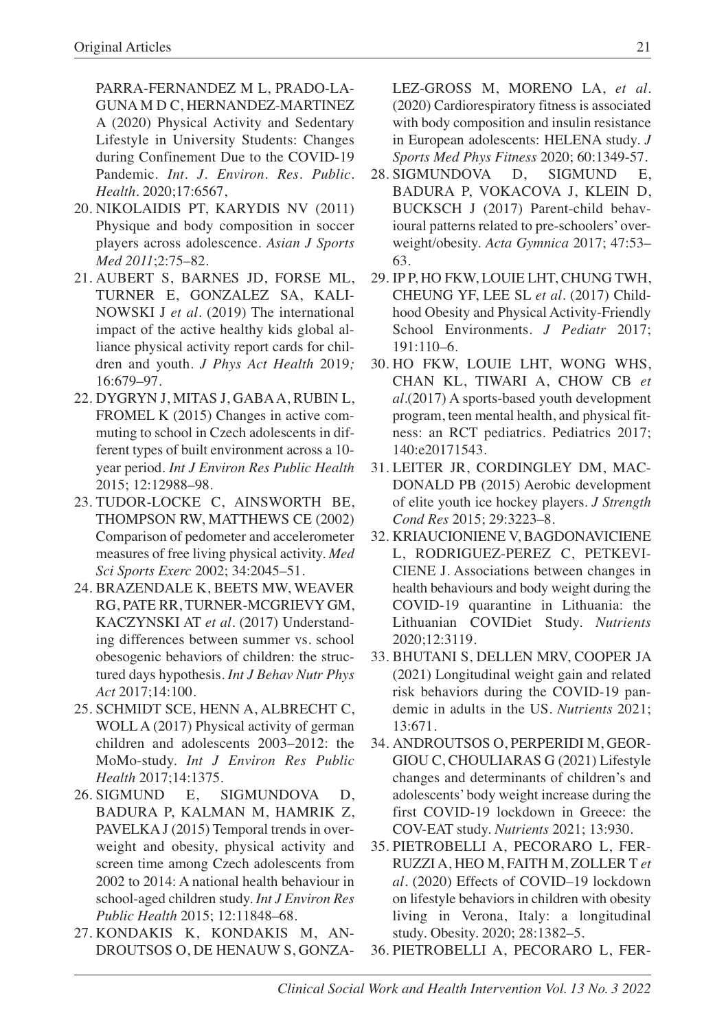PARRA-FERNANDEZ M L, PRADO-LAGUNA M D C, HERNANDEZ-MARTINEZ A (2020) Physical Activity and Sedentary Lifestyle in University Students: Changes during Confinement Due to the COVID-19 Pandemic. *Int. J. Environ. Res. Public. Health.* 2020;17:6567,

20. NIKOLAIDIS PT, KARYDIS NV (2011) Physique and body composition in soccer players across adolescence. *Asian J Sports Med 2011*;2:75–82.
21. AUBERT S, BARNES JD, FORSE ML, TURNER E, GONZALEZ SA, KALINOWSKI J *et al.* (2019) The international impact of the active healthy kids global alliance physical activity report cards for children and youth. *J Phys Act Health* 2019*;* 16:679–97.
22. DYGRYN J, MITAS J, GABA A, RUBIN L, FROMEL K (2015) Changes in active commuting to school in Czech adolescents in different types of built environment across a 10-year period. *Int J Environ Res Public Health* 2015; 12:12988–98.
23. TUDOR-LOCKE C, AINSWORTH BE, THOMPSON RW, MATTHEWS CE (2002) Comparison of pedometer and accelerometer measures of free living physical activity. *Med Sci Sports Exerc* 2002; 34:2045–51.
24. BRAZENDALE K, BEETS MW, WEAVER RG, PATE RR, TURNER-MCGRIEVY GM, KACZYNSKI AT *et al.* (2017) Understanding differences between summer vs. school obesogenic behaviors of children: the structured days hypothesis. *Int J Behav Nutr Phys Act* 2017;14:100.
25. SCHMIDT SCE, HENN A, ALBRECHT C, WOLL A (2017) Physical activity of german children and adolescents 2003–2012: the MoMo-study. *Int J Environ Res Public Health* 2017;14:1375.
26. SIGMUND E, SIGMUNDOVA D, BADURA P, KALMAN M, HAMRIK Z, PAVELKA J (2015) Temporal trends in overweight and obesity, physical activity and screen time among Czech adolescents from 2002 to 2014: A national health behaviour in school-aged children study. *Int J Environ Res Public Health* 2015; 12:11848–68.
27. KONDAKIS K, KONDAKIS M, ANDROUTSOS O, DE HENAUW S, GONZALEZ-GROSS M, MORENO LA, *et al.* (2020) Cardiorespiratory fitness is associated with body composition and insulin resistance in European adolescents: HELENA study. *J Sports Med Phys Fitness* 2020; 60:1349-57.
28. SIGMUNDOVA D, SIGMUND E, BADURA P, VOKACOVA J, KLEIN D, BUCKSCH J (2017) Parent-child behavioural patterns related to pre-schoolers' overweight/obesity. *Acta Gymnica* 2017; 47:53–63.
29. IP P, HO FKW, LOUIE LHT, CHUNG TWH, CHEUNG YF, LEE SL *et al.* (2017) Childhood Obesity and Physical Activity-Friendly School Environments. *J Pediatr* 2017; 191:110–6.
30. HO FKW, LOUIE LHT, WONG WHS, CHAN KL, TIWARI A, CHOW CB *et al.*(2017) A sports-based youth development program, teen mental health, and physical fitness: an RCT pediatrics. Pediatrics 2017; 140:e20171543.
31. LEITER JR, CORDINGLEY DM, MACDONALD PB (2015) Aerobic development of elite youth ice hockey players. *J Strength Cond Res* 2015; 29:3223–8.
32. KRIAUCIONIENE V, BAGDONAVICIENE L, RODRIGUEZ-PEREZ C, PETKEVICIENE J. Associations between changes in health behaviours and body weight during the COVID-19 quarantine in Lithuania: the Lithuanian COVIDiet Study. *Nutrients* 2020;12:3119.
33. BHUTANI S, DELLEN MRV, COOPER JA (2021) Longitudinal weight gain and related risk behaviors during the COVID-19 pandemic in adults in the US. *Nutrients* 2021; 13:671.
34. ANDROUTSOS O, PERPERIDI M, GEORGIOU C, CHOULIARAS G (2021) Lifestyle changes and determinants of children's and adolescents' body weight increase during the first COVID-19 lockdown in Greece: the COV-EAT study. *Nutrients* 2021; 13:930.
35. PIETROBELLI A, PECORARO L, FERRUZZI A, HEO M, FAITH M, ZOLLER T *et al.* (2020) Effects of COVID–19 lockdown on lifestyle behaviors in children with obesity living in Verona, Italy: a longitudinal study. Obesity. 2020; 28:1382–5.
36. PIETROBELLI A, PECORARO L, FER-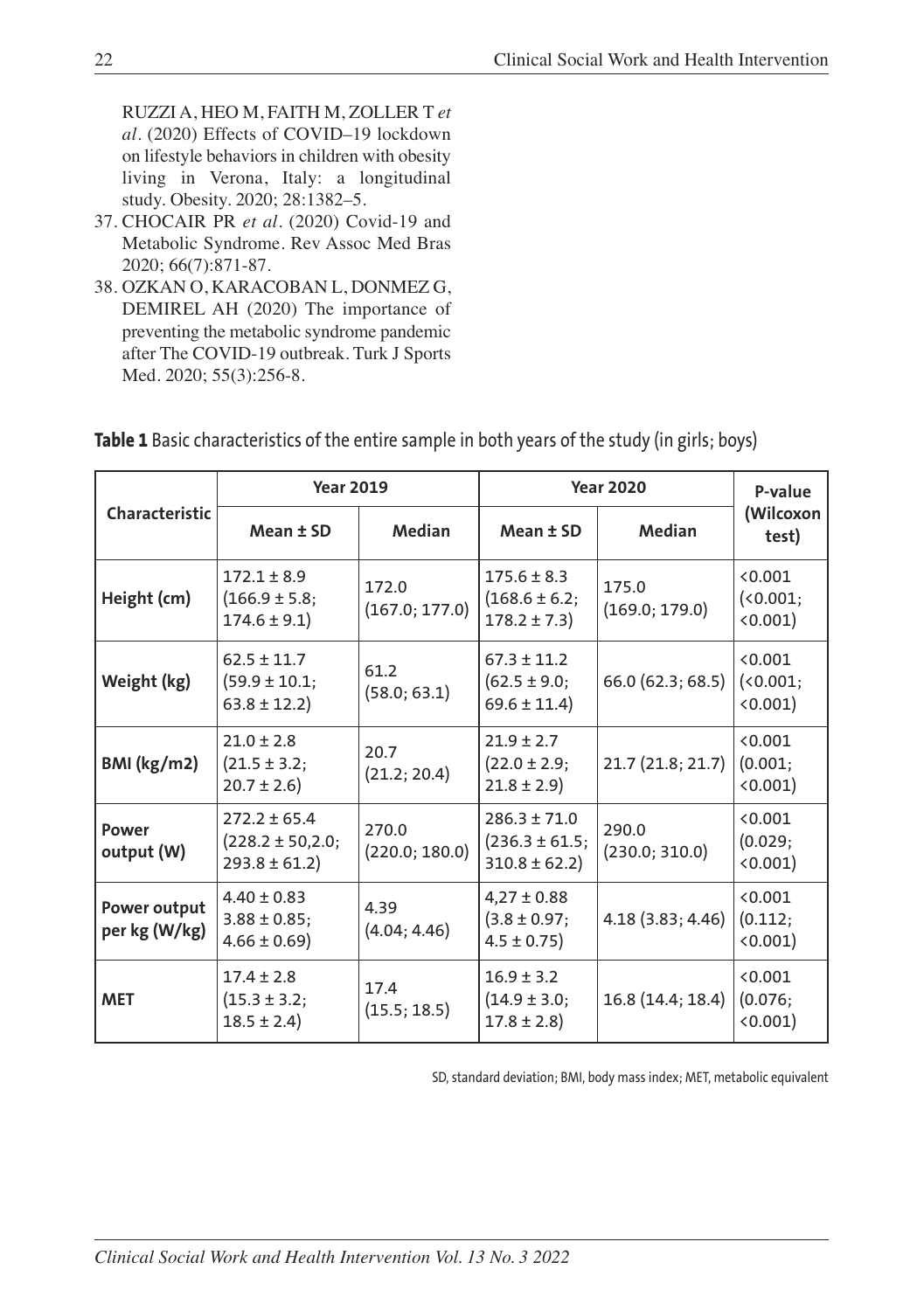RUZZI A, HEO M, FAITH M, ZOLLER T *et al*. (2020) Effects of COVID–19 lockdown on lifestyle behaviors in children with obesity living in Verona, Italy: a longitudinal study. Obesity. 2020; 28:1382–5.

37. CHOCAIR PR *et al*. (2020) Covid-19 and Metabolic Syndrome. Rev Assoc Med Bras 2020; 66(7):871-87.
38. OZKAN O, KARACOBAN L, DONMEZ G, DEMIREL AH (2020) The importance of preventing the metabolic syndrome pandemic after The COVID-19 outbreak. Turk J Sports Med. 2020; 55(3):256-8.

**Table 1** Basic characteristics of the entire sample in both years of the study (in girls; boys)

| Characteristic | Year 2019 | | Year 2020 | | P-value (Wilcoxon test) |
|---|---|---|---|---|---|
| | Mean ± SD | Median | Mean ± SD | Median | |
| **Height (cm)** | 172.1 ± 8.9 (166.9 ± 5.8; 174.6 ± 9.1) | 172.0 (167.0; 177.0) | 175.6 ± 8.3 (168.6 ± 6.2; 178.2 ± 7.3) | 175.0 (169.0; 179.0) | <0.001 (<0.001; <0.001) |
| **Weight (kg)** | 62.5 ± 11.7 (59.9 ± 10.1; 63.8 ± 12.2) | 61.2 (58.0; 63.1) | 67.3 ± 11.2 (62.5 ± 9.0; 69.6 ± 11.4) | 66.0 (62.3; 68.5) | <0.001 (<0.001; <0.001) |
| **BMI (kg/m2)** | 21.0 ± 2.8 (21.5 ± 3.2; 20.7 ± 2.6) | 20.7 (21.2; 20.4) | 21.9 ± 2.7 (22.0 ± 2.9; 21.8 ± 2.9) | 21.7 (21.8; 21.7) | <0.001 (0.001; <0.001) |
| **Power output (W)** | 272.2 ± 65.4 (228.2 ± 50,2.0; 293.8 ± 61.2) | 270.0 (220.0; 180.0) | 286.3 ± 71.0 (236.3 ± 61.5; 310.8 ± 62.2) | 290.0 (230.0; 310.0) | <0.001 (0.029; <0.001) |
| **Power output per kg (W/kg)** | 4.40 ± 0.83 3.88 ± 0.85; 4.66 ± 0.69) | 4.39 (4.04; 4.46) | 4,27 ± 0.88 (3.8 ± 0.97; 4.5 ± 0.75) | 4.18 (3.83; 4.46) | <0.001 (0.112; <0.001) |
| **MET** | 17.4 ± 2.8 (15.3 ± 3.2; 18.5 ± 2.4) | 17.4 (15.5; 18.5) | 16.9 ± 3.2 (14.9 ± 3.0; 17.8 ± 2.8) | 16.8 (14.4; 18.4) | <0.001 (0.076; <0.001) |

SD, standard deviation; BMI, body mass index; MET, metabolic equivalent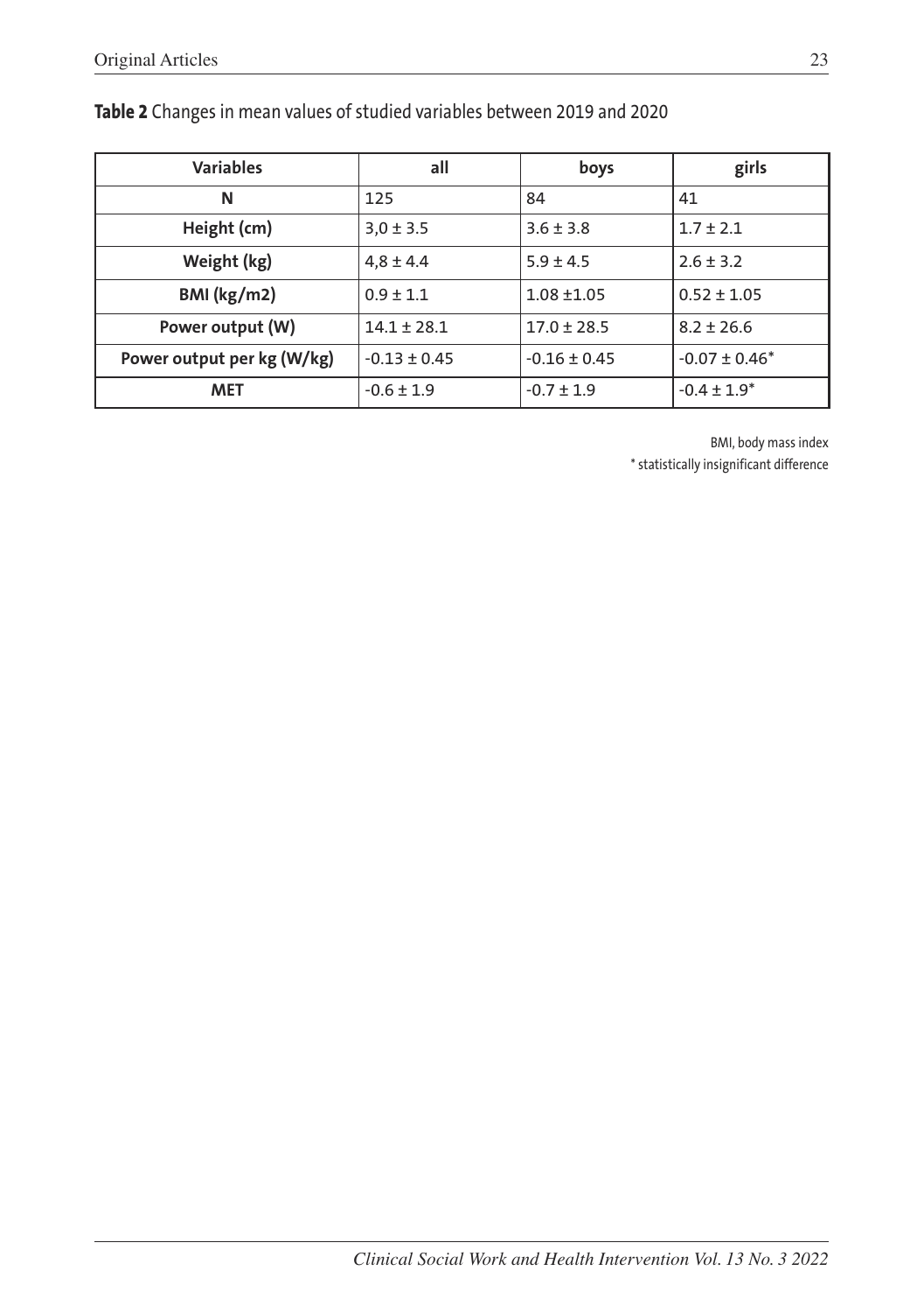**Table 2** Changes in mean values of studied variables between 2019 and 2020

| Variables | all | boys | girls |
|---|---|---|---|
| N | 125 | 84 | 41 |
| Height (cm) | 3,0 ± 3.5 | 3.6 ± 3.8 | 1.7 ± 2.1 |
| Weight (kg) | 4,8 ± 4.4 | 5.9 ± 4.5 | 2.6 ± 3.2 |
| BMI (kg/m2) | 0.9 ± 1.1 | 1.08 ±1.05 | 0.52 ± 1.05 |
| Power output (W) | 14.1 ± 28.1 | 17.0 ± 28.5 | 8.2 ± 26.6 |
| Power output per kg (W/kg) | -0.13 ± 0.45 | -0.16 ± 0.45 | -0.07 ± 0.46* |
| MET | -0.6 ± 1.9 | -0.7 ± 1.9 | -0.4 ± 1.9* |

BMI, body mass index

* statistically insignificant difference